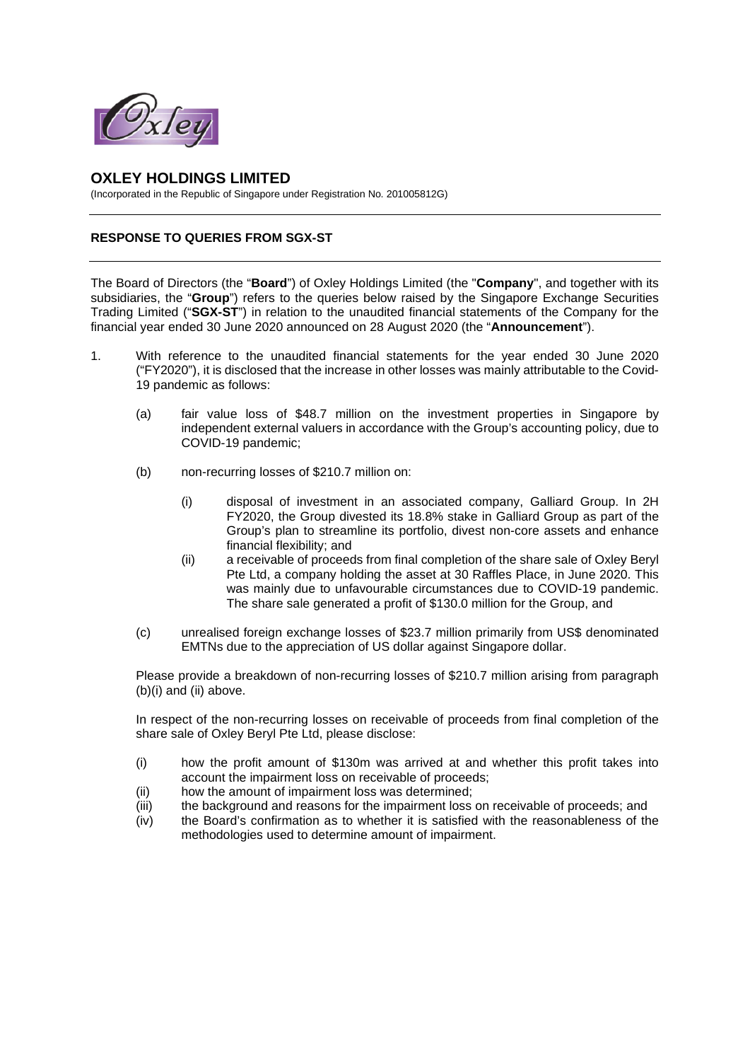# OXLEY HOLDINGS LIMITED

(Incorporated in the Republic of Singapore under Registration No. 201005812G)

## RESPONSE TO QUERIES FROM SGX-ST

The Board of Directors (the "**Board**") of Oxley Holdings Limited (the "**Company**", and together with its subsidiaries, the "**Group**") refers to the queries below raised by the Singapore Exchange Securities Trading Limited ("**SGX-ST**") in relation to the unaudited financial statements of the Company for the financial year ended 30 June 2020 announced on 28 August 2020 (the "**Announcement**").

1. With reference to the unaudited financial statements for the year ended 30 June 2020 ("FY2020"), it is disclosed that the increase in other losses was mainly attributable to the Covid-19 pandemic as follows:

   (a) fair value loss of $48.7 million on the investment properties in Singapore by independent external valuers in accordance with the Group's accounting policy, due to COVID-19 pandemic;

   (b) non-recurring losses of $210.7 million on:

      (i) disposal of investment in an associated company, Galliard Group. In 2H FY2020, the Group divested its 18.8% stake in Galliard Group as part of the Group's plan to streamline its portfolio, divest non-core assets and enhance financial flexibility; and

      (ii) a receivable of proceeds from final completion of the share sale of Oxley Beryl Pte Ltd, a company holding the asset at 30 Raffles Place, in June 2020. This was mainly due to unfavourable circumstances due to COVID-19 pandemic. The share sale generated a profit of $130.0 million for the Group, and

   (c) unrealised foreign exchange losses of $23.7 million primarily from US$ denominated EMTNs due to the appreciation of US dollar against Singapore dollar.

   Please provide a breakdown of non-recurring losses of $210.7 million arising from paragraph (b)(i) and (ii) above.

   In respect of the non-recurring losses on receivable of proceeds from final completion of the share sale of Oxley Beryl Pte Ltd, please disclose:

   (i) how the profit amount of $130m was arrived at and whether this profit takes into account the impairment loss on receivable of proceeds;

   (ii) how the amount of impairment loss was determined;

   (iii) the background and reasons for the impairment loss on receivable of proceeds; and

   (iv) the Board's confirmation as to whether it is satisfied with the reasonableness of the methodologies used to determine amount of impairment.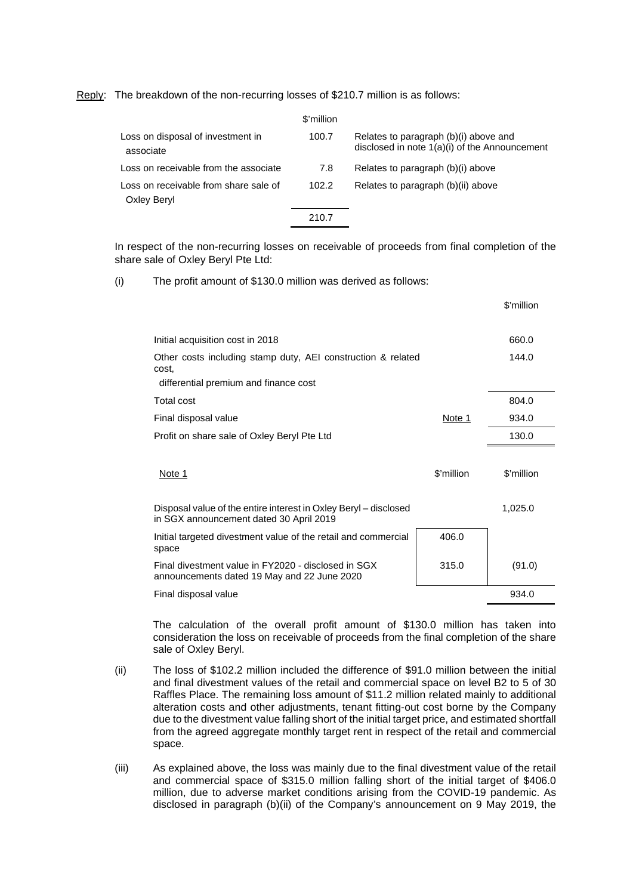<u>Reply</u>: The breakdown of the non-recurring losses of $210.7 million is as follows:

| | $'million | |
|---|---|---|
| Loss on disposal of investment in associate | 100.7 | Relates to paragraph (b)(i) above and disclosed in note 1(a)(i) of the Announcement |
| Loss on receivable from the associate | 7.8 | Relates to paragraph (b)(i) above |
| Loss on receivable from share sale of Oxley Beryl | 102.2 | Relates to paragraph (b)(ii) above |
| | 210.7 | |

In respect of the non-recurring losses on receivable of proceeds from final completion of the share sale of Oxley Beryl Pte Ltd:

(i) The profit amount of $130.0 million was derived as follows:

| | | $'million |
|---|---|---|
| Initial acquisition cost in 2018 | | 660.0 |
| Other costs including stamp duty, AEI construction & related cost, differential premium and finance cost | | 144.0 |
| Total cost | | 804.0 |
| Final disposal value | <u>Note 1</u> | 934.0 |
| Profit on share sale of Oxley Beryl Pte Ltd | | 130.0 |

| <u>Note 1</u> | $'million | $'million |
|---|---|---|
| Disposal value of the entire interest in Oxley Beryl – disclosed in SGX announcement dated 30 April 2019 | | 1,025.0 |
| Initial targeted divestment value of the retail and commercial space | 406.0 | |
| Final divestment value in FY2020 - disclosed in SGX announcements dated 19 May and 22 June 2020 | 315.0 | (91.0) |
| Final disposal value | | 934.0 |

The calculation of the overall profit amount of $130.0 million has taken into consideration the loss on receivable of proceeds from the final completion of the share sale of Oxley Beryl.

(ii) The loss of $102.2 million included the difference of $91.0 million between the initial and final divestment values of the retail and commercial space on level B2 to 5 of 30 Raffles Place. The remaining loss amount of $11.2 million related mainly to additional alteration costs and other adjustments, tenant fitting-out cost borne by the Company due to the divestment value falling short of the initial target price, and estimated shortfall from the agreed aggregate monthly target rent in respect of the retail and commercial space.

(iii) As explained above, the loss was mainly due to the final divestment value of the retail and commercial space of $315.0 million falling short of the initial target of $406.0 million, due to adverse market conditions arising from the COVID-19 pandemic. As disclosed in paragraph (b)(ii) of the Company's announcement on 9 May 2019, the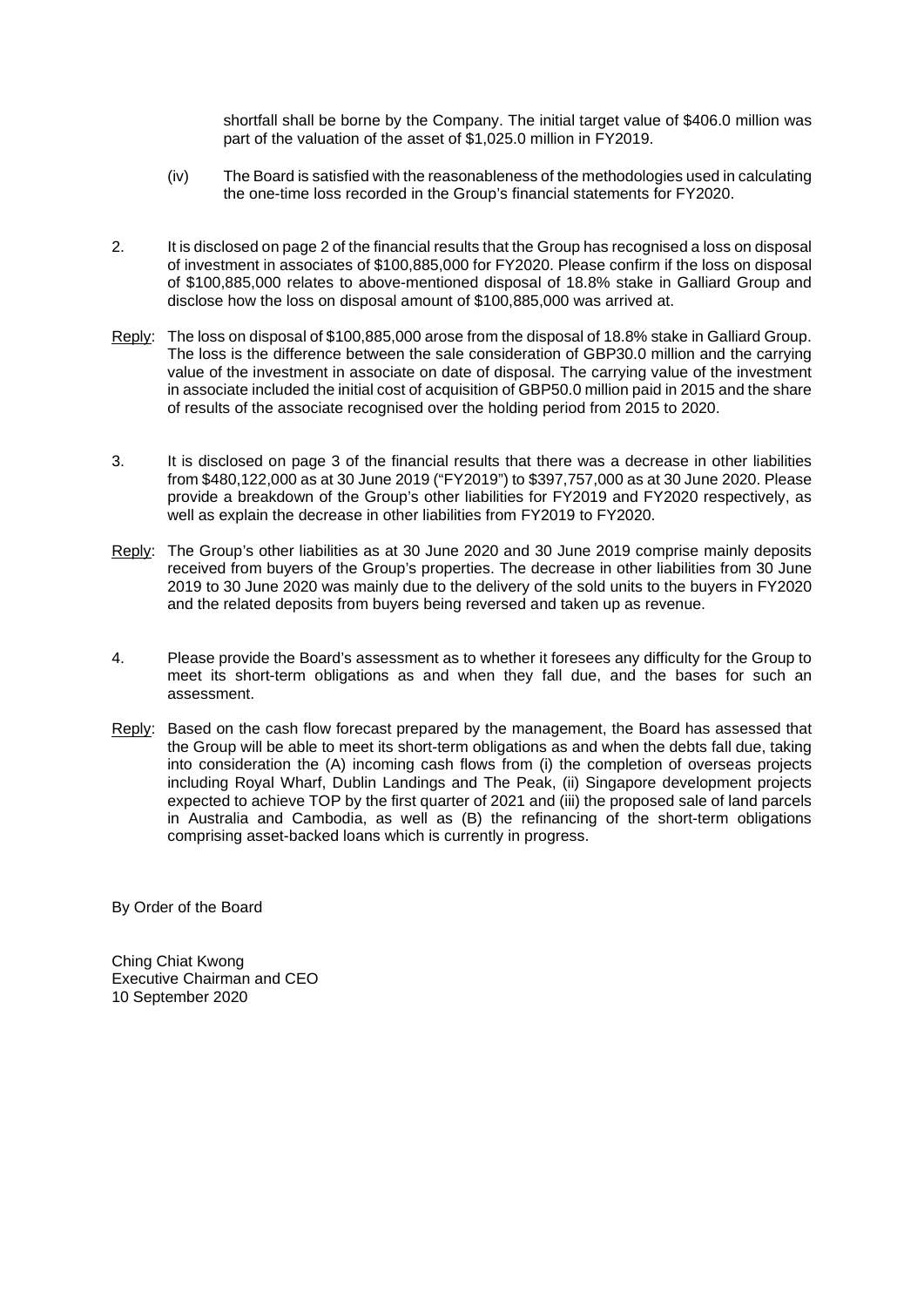shortfall shall be borne by the Company. The initial target value of $406.0 million was part of the valuation of the asset of $1,025.0 million in FY2019.

(iv) The Board is satisfied with the reasonableness of the methodologies used in calculating the one-time loss recorded in the Group's financial statements for FY2020.

2. It is disclosed on page 2 of the financial results that the Group has recognised a loss on disposal of investment in associates of $100,885,000 for FY2020. Please confirm if the loss on disposal of $100,885,000 relates to above-mentioned disposal of 18.8% stake in Galliard Group and disclose how the loss on disposal amount of $100,885,000 was arrived at.

Reply: The loss on disposal of $100,885,000 arose from the disposal of 18.8% stake in Galliard Group. The loss is the difference between the sale consideration of GBP30.0 million and the carrying value of the investment in associate on date of disposal. The carrying value of the investment in associate included the initial cost of acquisition of GBP50.0 million paid in 2015 and the share of results of the associate recognised over the holding period from 2015 to 2020.

3. It is disclosed on page 3 of the financial results that there was a decrease in other liabilities from $480,122,000 as at 30 June 2019 ("FY2019") to $397,757,000 as at 30 June 2020. Please provide a breakdown of the Group's other liabilities for FY2019 and FY2020 respectively, as well as explain the decrease in other liabilities from FY2019 to FY2020.

Reply: The Group's other liabilities as at 30 June 2020 and 30 June 2019 comprise mainly deposits received from buyers of the Group's properties. The decrease in other liabilities from 30 June 2019 to 30 June 2020 was mainly due to the delivery of the sold units to the buyers in FY2020 and the related deposits from buyers being reversed and taken up as revenue.

4. Please provide the Board's assessment as to whether it foresees any difficulty for the Group to meet its short-term obligations as and when they fall due, and the bases for such an assessment.

Reply: Based on the cash flow forecast prepared by the management, the Board has assessed that the Group will be able to meet its short-term obligations as and when the debts fall due, taking into consideration the (A) incoming cash flows from (i) the completion of overseas projects including Royal Wharf, Dublin Landings and The Peak, (ii) Singapore development projects expected to achieve TOP by the first quarter of 2021 and (iii) the proposed sale of land parcels in Australia and Cambodia, as well as (B) the refinancing of the short-term obligations comprising asset-backed loans which is currently in progress.

By Order of the Board

Ching Chiat Kwong
Executive Chairman and CEO
10 September 2020